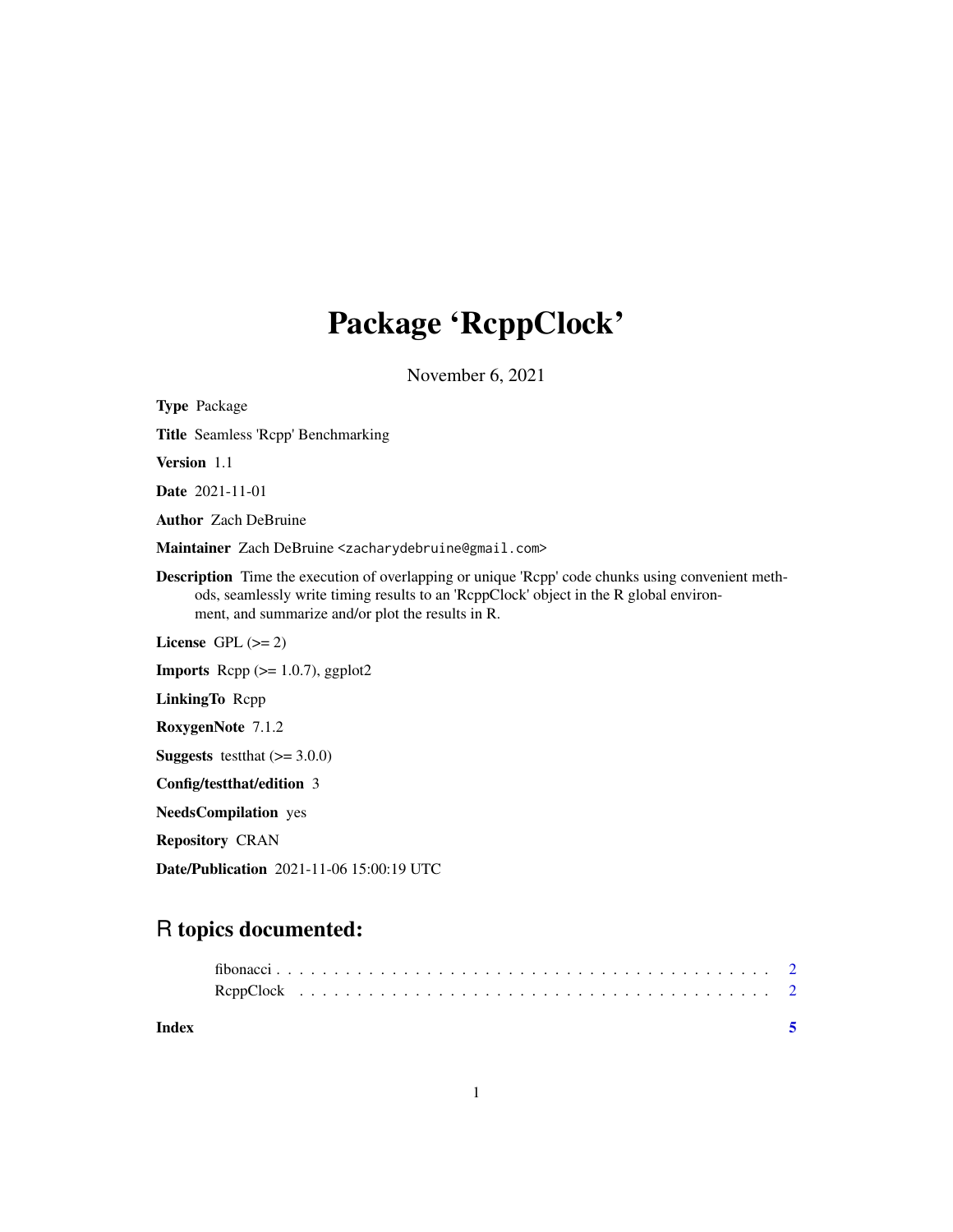# Package 'RcppClock'

November 6, 2021

**Type** Package

**Title** Seamless 'Rcpp' Benchmarking

**Version** 1.1

**Date** 2021-11-01

**Author** Zach DeBruine

**Maintainer** Zach DeBruine <zacharydebruine@gmail.com>

**Description** Time the execution of overlapping or unique 'Rcpp' code chunks using convenient methods, seamlessly write timing results to an 'RcppClock' object in the R global environment, and summarize and/or plot the results in R.

**License** GPL (>= 2)

**Imports** Rcpp (>= 1.0.7), ggplot2

**LinkingTo** Rcpp

**RoxygenNote** 7.1.2

**Suggests** testthat (>= 3.0.0)

**Config/testthat/edition** 3

**NeedsCompilation** yes

**Repository** CRAN

**Date/Publication** 2021-11-06 15:00:19 UTC

## R topics documented:

fibonacci . . . . . . . . . . . . . . . . . . . . . . . . . . . . . . . . . . . . . . . . . . . 2
RcppClock . . . . . . . . . . . . . . . . . . . . . . . . . . . . . . . . . . . . . . . . . . 2

**Index** 5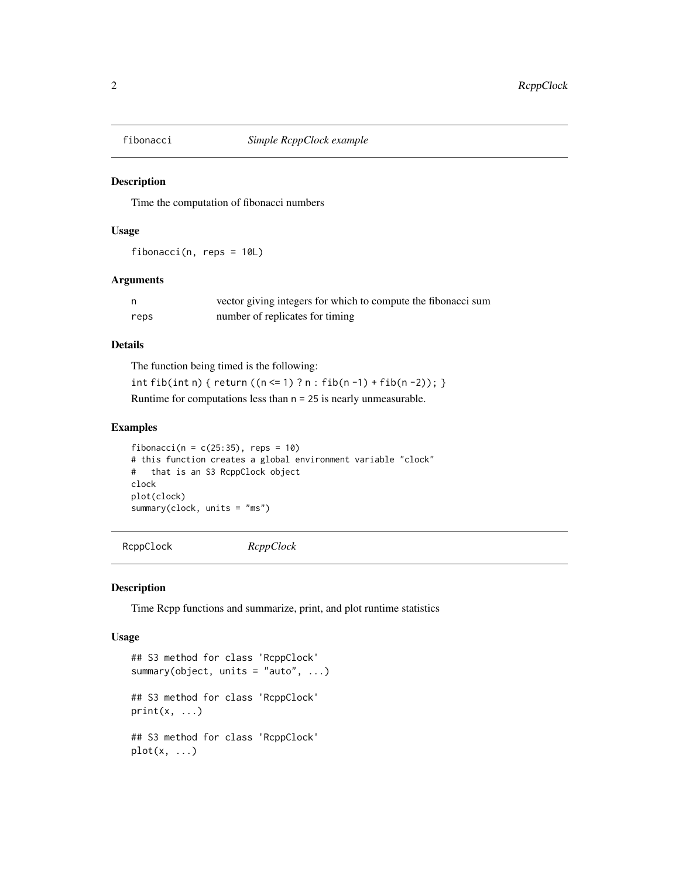## fibonacci — *Simple RcppClock example*

### Description

Time the computation of fibonacci numbers

### Usage

```
fibonacci(n, reps = 10L)
```

### Arguments

| | |
|---|---|
| `n` | vector giving integers for which to compute the fibonacci sum |
| `reps` | number of replicates for timing |

### Details

The function being timed is the following:

`int fib(int n) { return ((n <= 1) ? n : fib(n -1) + fib(n -2)); }`

Runtime for computations less than `n = 25` is nearly unmeasurable.

### Examples

```
fibonacci(n = c(25:35), reps = 10)
# this function creates a global environment variable "clock"
#   that is an S3 RcppClock object
clock
plot(clock)
summary(clock, units = "ms")
```

## RcppClock — *RcppClock*

### Description

Time Rcpp functions and summarize, print, and plot runtime statistics

### Usage

```
## S3 method for class 'RcppClock'
summary(object, units = "auto", ...)

## S3 method for class 'RcppClock'
print(x, ...)

## S3 method for class 'RcppClock'
plot(x, ...)
```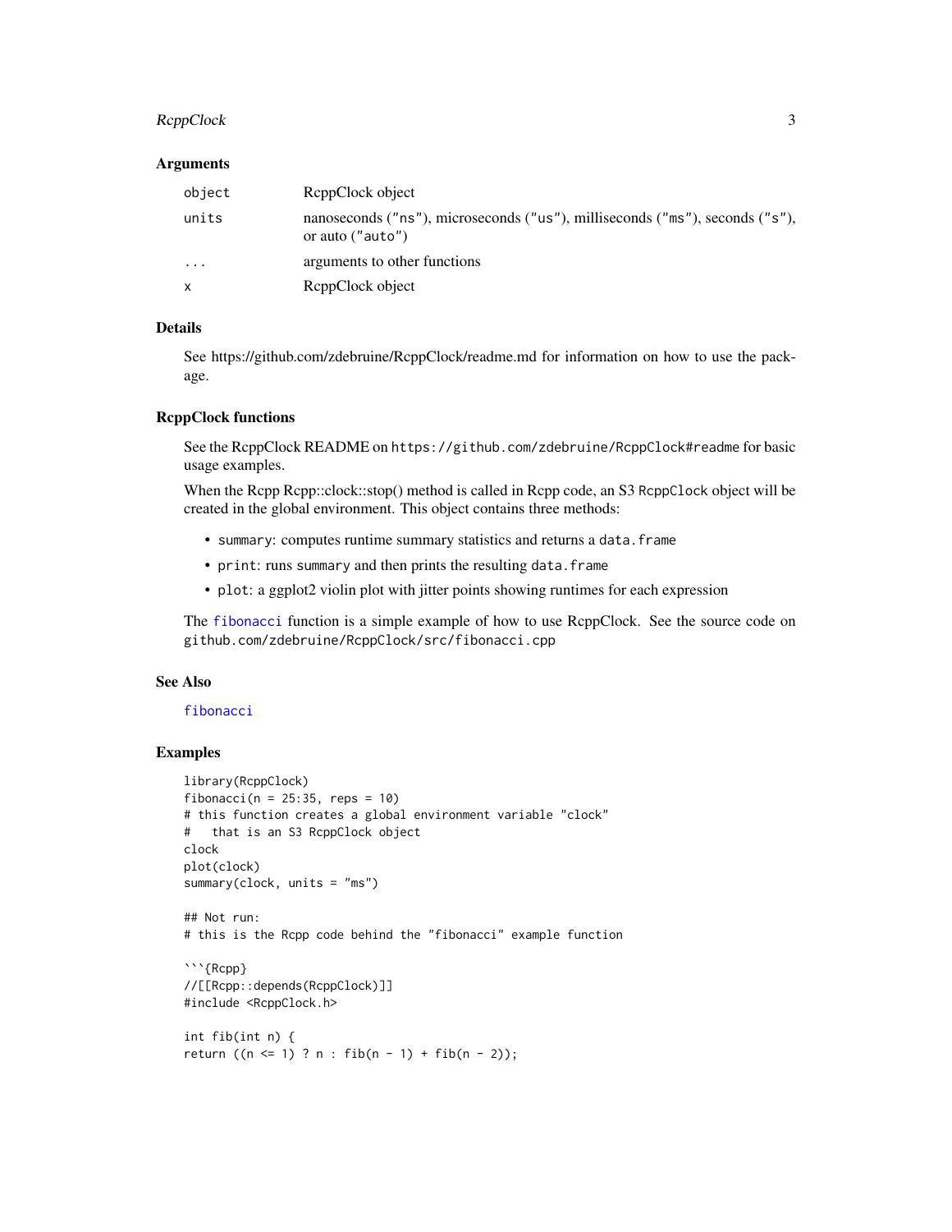### Arguments

| | |
|---|---|
| `object` | RcppClock object |
| `units` | nanoseconds ("ns"), microseconds ("us"), milliseconds ("ms"), seconds ("s"), or auto ("auto") |
| `...` | arguments to other functions |
| `x` | RcppClock object |

### Details

See https://github.com/zdebruine/RcppClock/readme.md for information on how to use the package.

### RcppClock functions

See the RcppClock README on `https://github.com/zdebruine/RcppClock#readme` for basic usage examples.

When the Rcpp Rcpp::clock::stop() method is called in Rcpp code, an S3 `RcppClock` object will be created in the global environment. This object contains three methods:

- `summary`: computes runtime summary statistics and returns a `data.frame`
- `print`: runs `summary` and then prints the resulting `data.frame`
- `plot`: a ggplot2 violin plot with jitter points showing runtimes for each expression

The `fibonacci` function is a simple example of how to use RcppClock. See the source code on `github.com/zdebruine/RcppClock/src/fibonacci.cpp`

### See Also

`fibonacci`

### Examples

```
library(RcppClock)
fibonacci(n = 25:35, reps = 10)
# this function creates a global environment variable "clock"
#   that is an S3 RcppClock object
clock
plot(clock)
summary(clock, units = "ms")

## Not run:
# this is the Rcpp code behind the "fibonacci" example function

```{Rcpp}
//[[Rcpp::depends(RcppClock)]]
#include <RcppClock.h>

int fib(int n) {
return ((n <= 1) ? n : fib(n - 1) + fib(n - 2));
```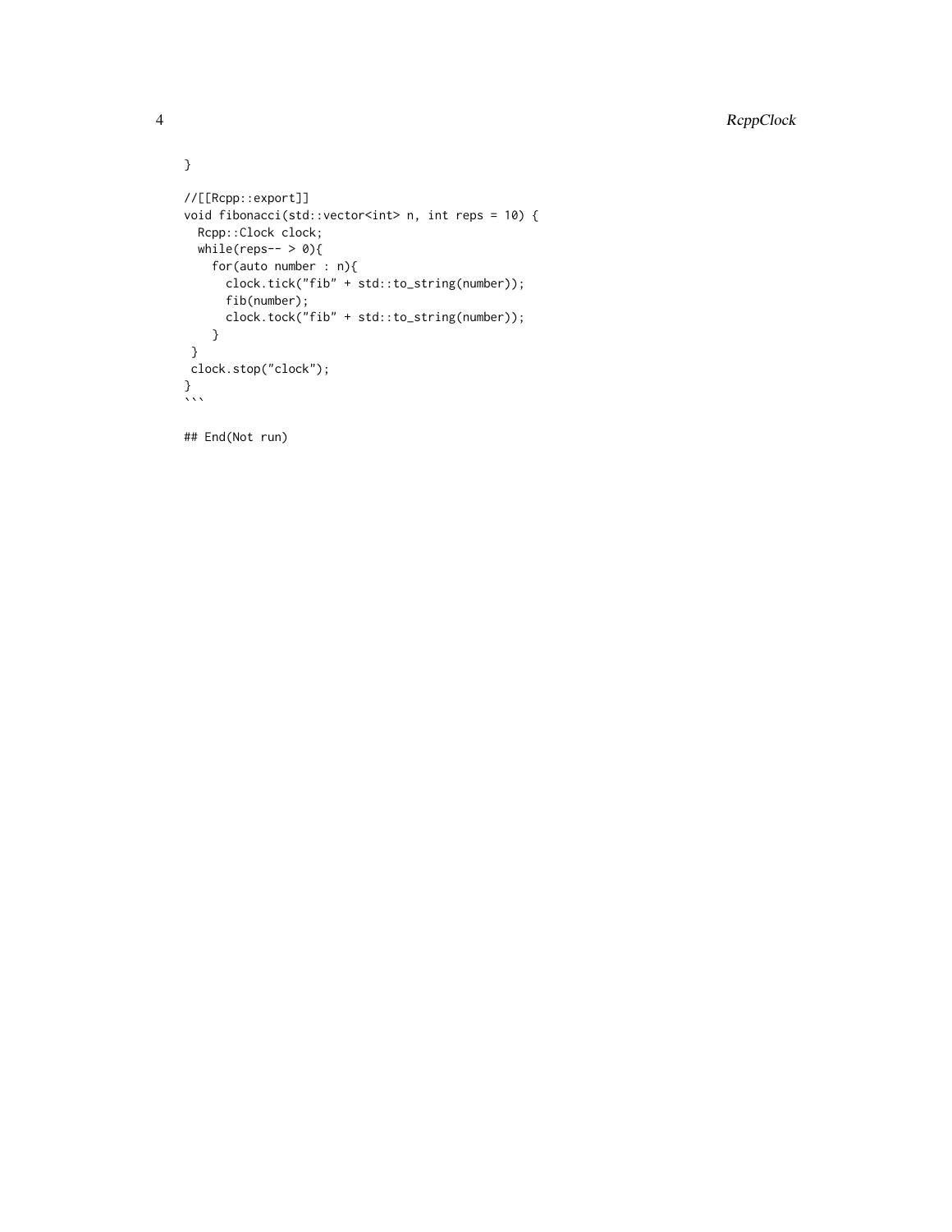```
}

//[[Rcpp::export]]
void fibonacci(std::vector<int> n, int reps = 10) {
  Rcpp::Clock clock;
  while(reps-- > 0){
    for(auto number : n){
      clock.tick("fib" + std::to_string(number));
      fib(number);
      clock.tock("fib" + std::to_string(number));
    }
 }
 clock.stop("clock");
}
```
```

## End(Not run)
```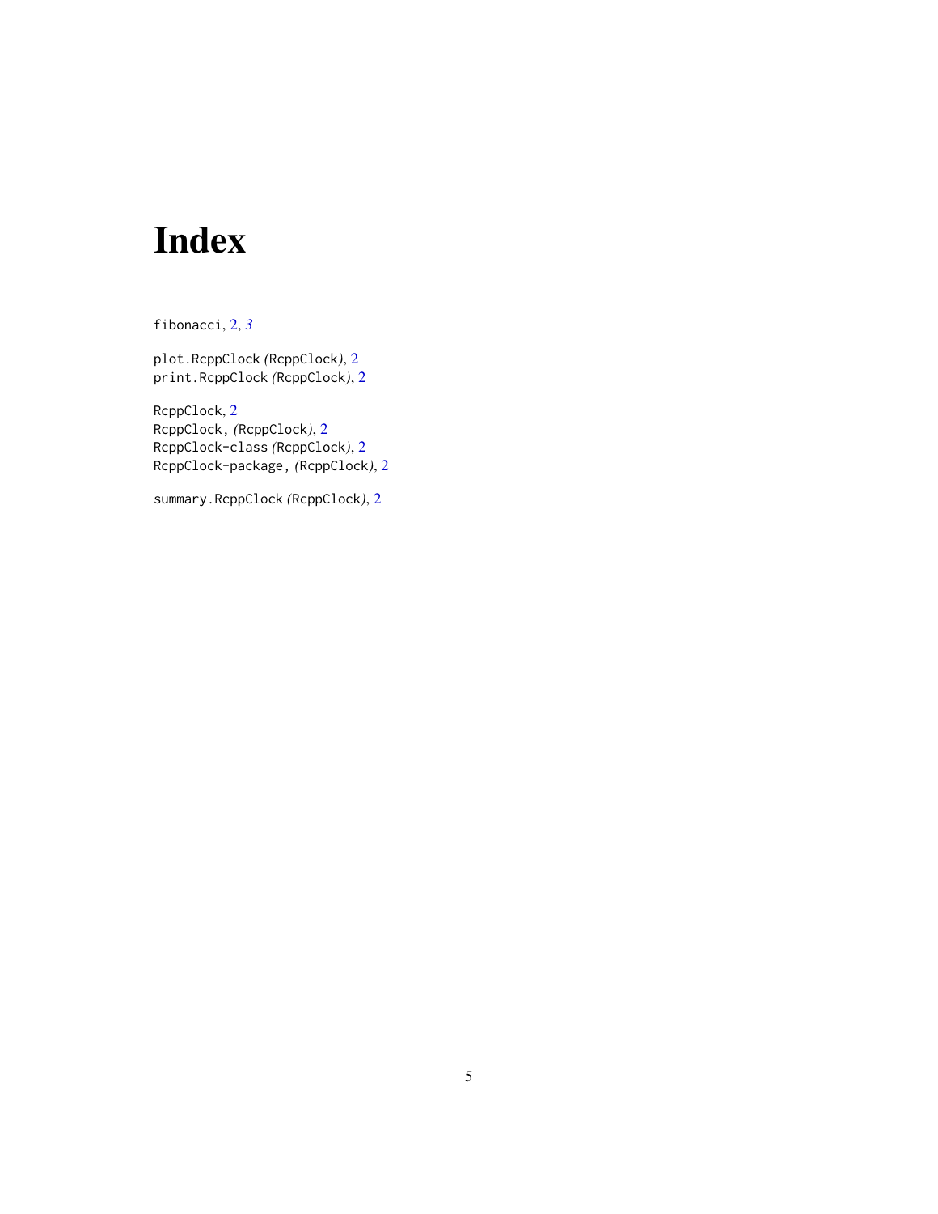# Index

fibonacci, 2, *3*

plot.RcppClock *(*RcppClock*)*, 2
print.RcppClock *(*RcppClock*)*, 2

RcppClock, 2
RcppClock, *(*RcppClock*)*, 2
RcppClock-class *(*RcppClock*)*, 2
RcppClock-package, *(*RcppClock*)*, 2

summary.RcppClock *(*RcppClock*)*, 2